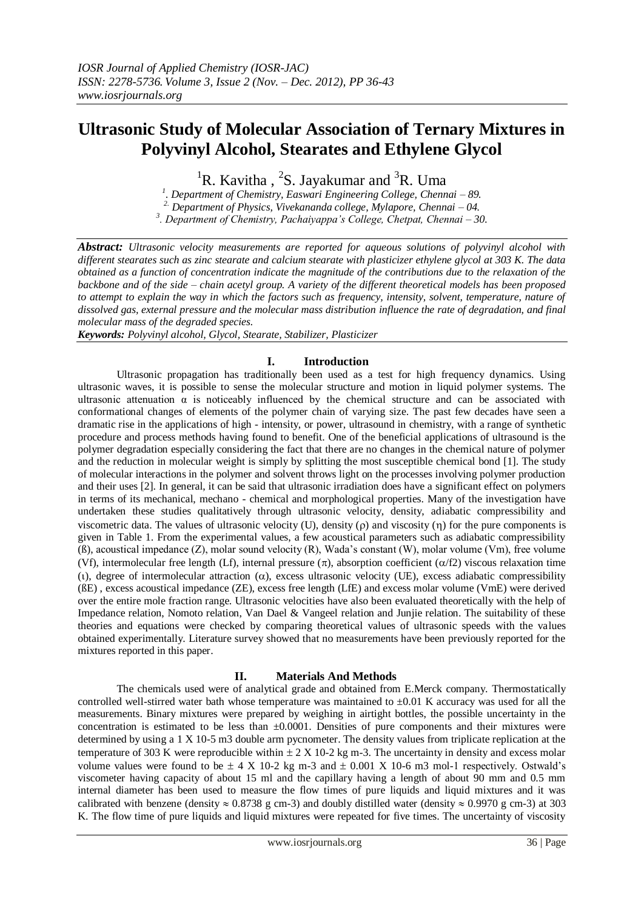// # Ultrasonic Study of Molecular Association of Ternary Mixtures in Polyvinyl Alcohol, Stearates and Ethylene Glycol

R. Kavitha [1], S. Jayakumar [2] and R. Uma [3]

[1]. Department of Chemistry, Easwari Engineering College, Chennai – 89.
[2]. Department of Physics, Vivekananda college, Mylapore, Chennai – 04.
[3]. Department of Chemistry, Pachaiyappa's College, Chetpat, Chennai – 30.

***Abstract:*** *Ultrasonic velocity measurements are reported for aqueous solutions of polyvinyl alcohol with different stearates such as zinc stearate and calcium stearate with plasticizer ethylene glycol at 303 K. The data obtained as a function of concentration indicate the magnitude of the contributions due to the relaxation of the backbone and of the side – chain acetyl group. A variety of the different theoretical models has been proposed to attempt to explain the way in which the factors such as frequency, intensity, solvent, temperature, nature of dissolved gas, external pressure and the molecular mass distribution influence the rate of degradation, and final molecular mass of the degraded species.*

***Keywords:*** *Polyvinyl alcohol, Glycol, Stearate, Stabilizer, Plasticizer*

## I. Introduction

Ultrasonic propagation has traditionally been used as a test for high frequency dynamics. Using ultrasonic waves, it is possible to sense the molecular structure and motion in liquid polymer systems. The ultrasonic attenuation $\alpha$ is noticeably influenced by the chemical structure and can be associated with conformational changes of elements of the polymer chain of varying size. The past few decades have seen a dramatic rise in the applications of high - intensity, or power, ultrasound in chemistry, with a range of synthetic procedure and process methods having found to benefit. One of the beneficial applications of ultrasound is the polymer degradation especially considering the fact that there are no changes in the chemical nature of polymer and the reduction in molecular weight is simply by splitting the most susceptible chemical bond [1]. The study of molecular interactions in the polymer and solvent throws light on the processes involving polymer production and their uses [2]. In general, it can be said that ultrasonic irradiation does have a significant effect on polymers in terms of its mechanical, mechano - chemical and morphological properties. Many of the investigation have undertaken these studies qualitatively through ultrasonic velocity, density, adiabatic compressibility and viscometric data. The values of ultrasonic velocity (U), density ($\rho$) and viscosity ($\eta$) for the pure components is given in Table 1. From the experimental values, a few acoustical parameters such as adiabatic compressibility ($\beta$), acoustical impedance (Z), molar sound velocity (R), Wada's constant (W), molar volume (Vm), free volume (Vf), intermolecular free length (Lf), internal pressure ($\pi$), absorption coefficient ($\alpha/f^2$) viscous relaxation time ($\tau$), degree of intermolecular attraction ($\alpha$), excess ultrasonic velocity (UE), excess adiabatic compressibility ($\beta$E) , excess acoustical impedance (ZE), excess free length (LfE) and excess molar volume (VmE) were derived over the entire mole fraction range. Ultrasonic velocities have also been evaluated theoretically with the help of Impedance relation, Nomoto relation, Van Dael & Vangeel relation and Junjie relation. The suitability of these theories and equations were checked by comparing theoretical values of ultrasonic speeds with the values obtained experimentally. Literature survey showed that no measurements have been previously reported for the mixtures reported in this paper.

## II. Materials And Methods

The chemicals used were of analytical grade and obtained from E.Merck company. Thermostatically controlled well-stirred water bath whose temperature was maintained to $\pm 0.01$ K accuracy was used for all the measurements. Binary mixtures were prepared by weighing in airtight bottles, the possible uncertainty in the concentration is estimated to be less than $\pm 0.0001$. Densities of pure components and their mixtures were determined by using a 1 X 10-5 m3 double arm pycnometer. The density values from triplicate replication at the temperature of 303 K were reproducible within $\pm$ 2 X 10-2 kg m-3. The uncertainty in density and excess molar volume values were found to be $\pm$ 4 X 10-2 kg m-3 and $\pm$ 0.001 X 10-6 m3 mol-1 respectively. Ostwald's viscometer having capacity of about 15 ml and the capillary having a length of about 90 mm and 0.5 mm internal diameter has been used to measure the flow times of pure liquids and liquid mixtures and it was calibrated with benzene (density $\approx$ 0.8738 g cm-3) and doubly distilled water (density $\approx$ 0.9970 g cm-3) at 303 K. The flow time of pure liquids and liquid mixtures were repeated for five times. The uncertainty of viscosity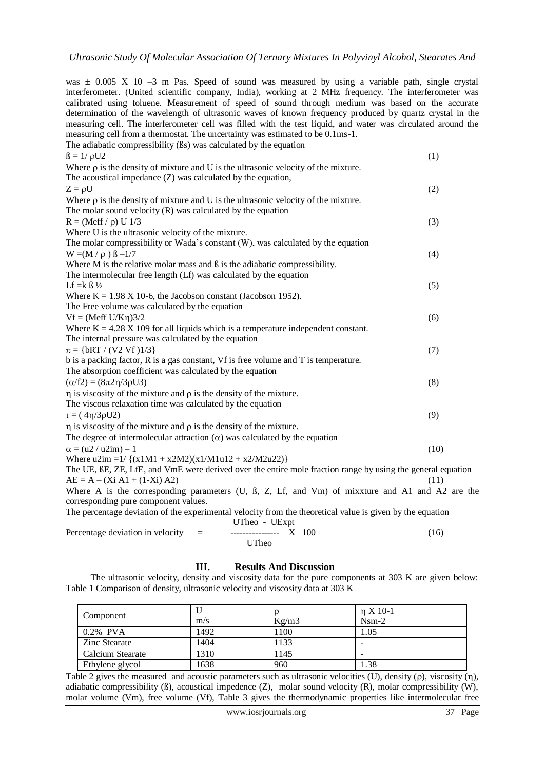was ± 0.005 X 10 –3 m Pas. Speed of sound was measured by using a variable path, single crystal interferometer. (United scientific company, India), working at 2 MHz frequency. The interferometer was calibrated using toluene. Measurement of speed of sound through medium was based on the accurate determination of the wavelength of ultrasonic waves of known frequency produced by quartz crystal in the measuring cell. The interferometer cell was filled with the test liquid, and water was circulated around the measuring cell from a thermostat. The uncertainty was estimated to be 0.1ms-1.

The adiabatic compressibility (ßs) was calculated by the equation

$$ß = 1/ \rho U^2 \quad (1)$$

Where ρ is the density of mixture and U is the ultrasonic velocity of the mixture.

The acoustical impedance (Z) was calculated by the equation,

$$Z = \rho U \quad (2)$$

Where ρ is the density of mixture and U is the ultrasonic velocity of the mixture.

The molar sound velocity (R) was calculated by the equation

$$R = (M_{eff} / \rho)\, U^{1/3} \quad (3)$$

Where U is the ultrasonic velocity of the mixture.

The molar compressibility or Wada's constant (W), was calculated by the equation

$$W = (M / \rho)\, ß^{-1/7} \quad (4)$$

Where M is the relative molar mass and ß is the adiabatic compressibility.

The intermolecular free length (Lf) was calculated by the equation

$$L_f = k\, ß^{1/2} \quad (5)$$

Where K = 1.98 X 10-6, the Jacobson constant (Jacobson 1952).

The Free volume was calculated by the equation

$$V_f = (M_{eff}\, U / K\eta)^{3/2} \quad (6)$$

Where K = 4.28 X 109 for all liquids which is a temperature independent constant.

The internal pressure was calculated by the equation

$$\pi = \{bRT / (V^2 V_f)^{1/3}\} \quad (7)$$

b is a packing factor, R is a gas constant, Vf is free volume and T is temperature.

The absorption coefficient was calculated by the equation

$$(\alpha/f^2) = (8\pi^2\eta / 3\rho U^3) \quad (8)$$

η is viscosity of the mixture and ρ is the density of the mixture.

The viscous relaxation time was calculated by the equation

$$\tau = (4\eta / 3\rho U^2) \quad (9)$$

η is viscosity of the mixture and ρ is the density of the mixture.

The degree of intermolecular attraction (α) was calculated by the equation

$$\alpha = (u^2 / u^2_{im}) - 1 \quad (10)$$

Where $u^2_{im} = 1/ \{(x_1M_1 + x_2M_2)(x_1/M_1u_1^2 + x_2/M_2u_2^2)\}$

The UE, ßE, ZE, LfE, and VmE were derived over the entire mole fraction range by using the general equation

$$A^E = A - (X_i A_1 + (1-X_i) A_2) \quad (11)$$

Where A is the corresponding parameters (U, ß, Z, Lf, and Vm) of mixxture and A1 and A2 are the corresponding pure component values.

The percentage deviation of the experimental velocity from the theoretical value is given by the equation

$$\text{Percentage deviation in velocity} = \frac{U_{Theo} - U_{Expt}}{U_{Theo}} \times 100 \quad (16)$$

## III. Results And Discussion

The ultrasonic velocity, density and viscosity data for the pure components at 303 K are given below:

Table 1 Comparison of density, ultrasonic velocity and viscosity data at 303 K

| Component | U m/s | ρ Kg/m3 | η X 10-1 Nsm-2 |
|---|---|---|---|
| 0.2% PVA | 1492 | 1100 | 1.05 |
| Zinc Stearate | 1404 | 1133 | - |
| Calcium Stearate | 1310 | 1145 | - |
| Ethylene glycol | 1638 | 960 | 1.38 |

Table 2 gives the measured and acoustic parameters such as ultrasonic velocities (U), density (ρ), viscosity (η), adiabatic compressibility (ß), acoustical impedence (Z), molar sound velocity (R), molar compressibility (W), molar volume (Vm), free volume (Vf), Table 3 gives the thermodynamic properties like intermolecular free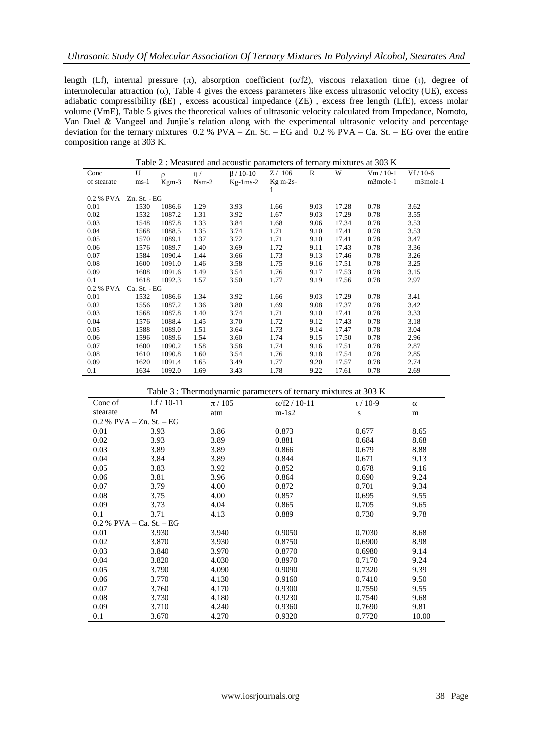length (Lf), internal pressure (π), absorption coefficient (α/f2), viscous relaxation time (τ), degree of intermolecular attraction (α), Table 4 gives the excess parameters like excess ultrasonic velocity (UE), excess adiabatic compressibility (ßE) , excess acoustical impedance (ZE) , excess free length (LfE), excess molar volume (VmE), Table 5 gives the theoretical values of ultrasonic velocity calculated from Impedance, Nomoto, Van Dael & Vangeel and Junjie's relation along with the experimental ultrasonic velocity and percentage deviation for the ternary mixtures 0.2 % PVA – Zn. St. – EG and 0.2 % PVA – Ca. St. – EG over the entire composition range at 303 K.

Table 2 : Measured and acoustic parameters of ternary mixtures at 303 K

| Conc of stearate | U ms-1 | ρ Kgm-3 | η / Nsm-2 | β / 10-10 Kg-1ms-2 | Z / 106 Kg m-2s-1 | R | W | Vm / 10-1 m3mole-1 | Vf / 10-6 m3mole-1 |
|---|---|---|---|---|---|---|---|---|---|
| 0.2 % PVA – Zn. St. - EG | | | | | | | | | |
| 0.01 | 1530 | 1086.6 | 1.29 | 3.93 | 1.66 | 9.03 | 17.28 | 0.78 | 3.62 |
| 0.02 | 1532 | 1087.2 | 1.31 | 3.92 | 1.67 | 9.03 | 17.29 | 0.78 | 3.55 |
| 0.03 | 1548 | 1087.8 | 1.33 | 3.84 | 1.68 | 9.06 | 17.34 | 0.78 | 3.53 |
| 0.04 | 1568 | 1088.5 | 1.35 | 3.74 | 1.71 | 9.10 | 17.41 | 0.78 | 3.53 |
| 0.05 | 1570 | 1089.1 | 1.37 | 3.72 | 1.71 | 9.10 | 17.41 | 0.78 | 3.47 |
| 0.06 | 1576 | 1089.7 | 1.40 | 3.69 | 1.72 | 9.11 | 17.43 | 0.78 | 3.36 |
| 0.07 | 1584 | 1090.4 | 1.44 | 3.66 | 1.73 | 9.13 | 17.46 | 0.78 | 3.26 |
| 0.08 | 1600 | 1091.0 | 1.46 | 3.58 | 1.75 | 9.16 | 17.51 | 0.78 | 3.25 |
| 0.09 | 1608 | 1091.6 | 1.49 | 3.54 | 1.76 | 9.17 | 17.53 | 0.78 | 3.15 |
| 0.1 | 1618 | 1092.3 | 1.57 | 3.50 | 1.77 | 9.19 | 17.56 | 0.78 | 2.97 |
| 0.2 % PVA – Ca. St. - EG | | | | | | | | | |
| 0.01 | 1532 | 1086.6 | 1.34 | 3.92 | 1.66 | 9.03 | 17.29 | 0.78 | 3.41 |
| 0.02 | 1556 | 1087.2 | 1.36 | 3.80 | 1.69 | 9.08 | 17.37 | 0.78 | 3.42 |
| 0.03 | 1568 | 1087.8 | 1.40 | 3.74 | 1.71 | 9.10 | 17.41 | 0.78 | 3.33 |
| 0.04 | 1576 | 1088.4 | 1.45 | 3.70 | 1.72 | 9.12 | 17.43 | 0.78 | 3.18 |
| 0.05 | 1588 | 1089.0 | 1.51 | 3.64 | 1.73 | 9.14 | 17.47 | 0.78 | 3.04 |
| 0.06 | 1596 | 1089.6 | 1.54 | 3.60 | 1.74 | 9.15 | 17.50 | 0.78 | 2.96 |
| 0.07 | 1600 | 1090.2 | 1.58 | 3.58 | 1.74 | 9.16 | 17.51 | 0.78 | 2.87 |
| 0.08 | 1610 | 1090.8 | 1.60 | 3.54 | 1.76 | 9.18 | 17.54 | 0.78 | 2.85 |
| 0.09 | 1620 | 1091.4 | 1.65 | 3.49 | 1.77 | 9.20 | 17.57 | 0.78 | 2.74 |
| 0.1 | 1634 | 1092.0 | 1.69 | 3.43 | 1.78 | 9.22 | 17.61 | 0.78 | 2.69 |

Table 3 : Thermodynamic parameters of ternary mixtures at 303 K

| Conc of stearate M | Lf / 10-11 | π / 105 atm | α/f2 / 10-11 m-1s2 | τ / 10-9 s | α m |
|---|---|---|---|---|---|
| 0.2 % PVA – Zn. St. – EG | | | | | |
| 0.01 | 3.93 | 3.86 | 0.873 | 0.677 | 8.65 |
| 0.02 | 3.93 | 3.89 | 0.881 | 0.684 | 8.68 |
| 0.03 | 3.89 | 3.89 | 0.866 | 0.679 | 8.88 |
| 0.04 | 3.84 | 3.89 | 0.844 | 0.671 | 9.13 |
| 0.05 | 3.83 | 3.92 | 0.852 | 0.678 | 9.16 |
| 0.06 | 3.81 | 3.96 | 0.864 | 0.690 | 9.24 |
| 0.07 | 3.79 | 4.00 | 0.872 | 0.701 | 9.34 |
| 0.08 | 3.75 | 4.00 | 0.857 | 0.695 | 9.55 |
| 0.09 | 3.73 | 4.04 | 0.865 | 0.705 | 9.65 |
| 0.1 | 3.71 | 4.13 | 0.889 | 0.730 | 9.78 |
| 0.2 % PVA – Ca. St. – EG | | | | | |
| 0.01 | 3.930 | 3.940 | 0.9050 | 0.7030 | 8.68 |
| 0.02 | 3.870 | 3.930 | 0.8750 | 0.6900 | 8.98 |
| 0.03 | 3.840 | 3.970 | 0.8770 | 0.6980 | 9.14 |
| 0.04 | 3.820 | 4.030 | 0.8970 | 0.7170 | 9.24 |
| 0.05 | 3.790 | 4.090 | 0.9090 | 0.7320 | 9.39 |
| 0.06 | 3.770 | 4.130 | 0.9160 | 0.7410 | 9.50 |
| 0.07 | 3.760 | 4.170 | 0.9300 | 0.7550 | 9.55 |
| 0.08 | 3.730 | 4.180 | 0.9230 | 0.7540 | 9.68 |
| 0.09 | 3.710 | 4.240 | 0.9360 | 0.7690 | 9.81 |
| 0.1 | 3.670 | 4.270 | 0.9320 | 0.7720 | 10.00 |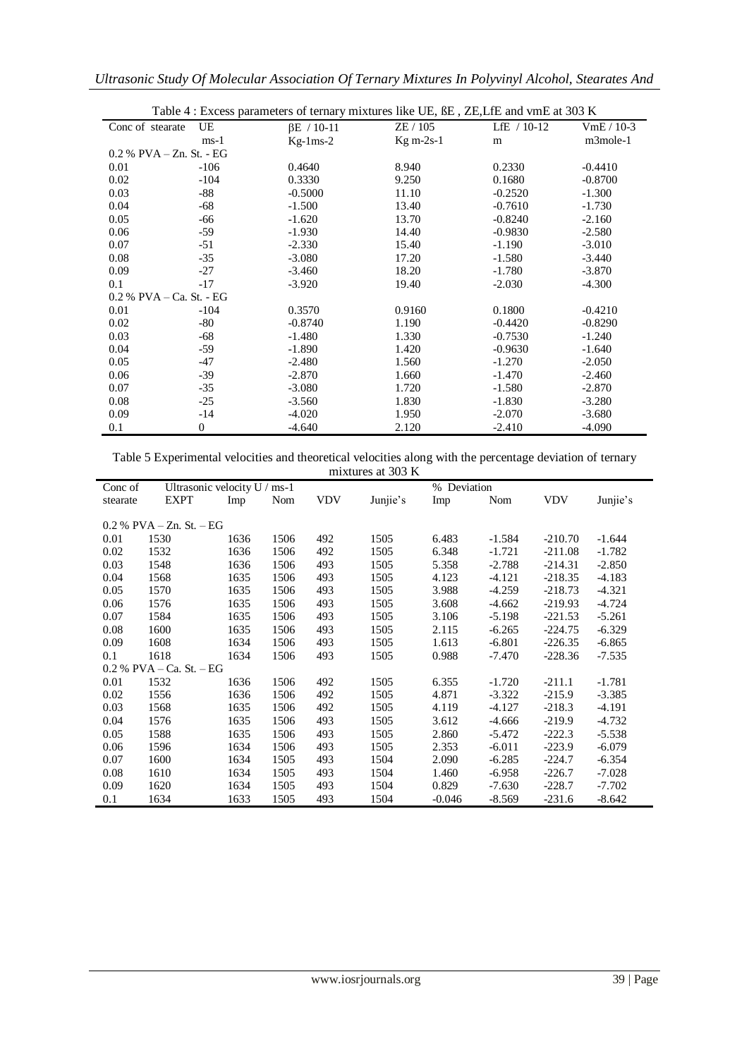Table 4 : Excess parameters of ternary mixtures like UE, ßE , ZE,LfE and vmE at 303 K

| Conc of stearate | UE $ms^{-1}$ | $\beta E$ / $10^{-11}$ $Kg^{-1}ms^{-2}$ | ZE / $10^{5}$ $Kg\ m^{-2}s^{-1}$ | LfE / $10^{-12}$ m | VmE / $10^{-3}$ $m^3mole^{-1}$ |
|---|---|---|---|---|---|
| 0.2 % PVA – Zn. St. - EG | | | | | |
| 0.01 | -106 | 0.4640 | 8.940 | 0.2330 | -0.4410 |
| 0.02 | -104 | 0.3330 | 9.250 | 0.1680 | -0.8700 |
| 0.03 | -88 | -0.5000 | 11.10 | -0.2520 | -1.300 |
| 0.04 | -68 | -1.500 | 13.40 | -0.7610 | -1.730 |
| 0.05 | -66 | -1.620 | 13.70 | -0.8240 | -2.160 |
| 0.06 | -59 | -1.930 | 14.40 | -0.9830 | -2.580 |
| 0.07 | -51 | -2.330 | 15.40 | -1.190 | -3.010 |
| 0.08 | -35 | -3.080 | 17.20 | -1.580 | -3.440 |
| 0.09 | -27 | -3.460 | 18.20 | -1.780 | -3.870 |
| 0.1 | -17 | -3.920 | 19.40 | -2.030 | -4.300 |
| 0.2 % PVA – Ca. St. - EG | | | | | |
| 0.01 | -104 | 0.3570 | 0.9160 | 0.1800 | -0.4210 |
| 0.02 | -80 | -0.8740 | 1.190 | -0.4420 | -0.8290 |
| 0.03 | -68 | -1.480 | 1.330 | -0.7530 | -1.240 |
| 0.04 | -59 | -1.890 | 1.420 | -0.9630 | -1.640 |
| 0.05 | -47 | -2.480 | 1.560 | -1.270 | -2.050 |
| 0.06 | -39 | -2.870 | 1.660 | -1.470 | -2.460 |
| 0.07 | -35 | -3.080 | 1.720 | -1.580 | -2.870 |
| 0.08 | -25 | -3.560 | 1.830 | -1.830 | -3.280 |
| 0.09 | -14 | -4.020 | 1.950 | -2.070 | -3.680 |
| 0.1 | 0 | -4.640 | 2.120 | -2.410 | -4.090 |

Table 5 Experimental velocities and theoretical velocities along with the percentage deviation of ternary mixtures at 303 K

| Conc of stearate | Ultrasonic velocity U / $ms^{-1}$ | | | | | % Deviation | | | |
|---|---|---|---|---|---|---|---|---|---|
| | EXPT | Imp | Nom | VDV | Junjie's | Imp | Nom | VDV | Junjie's |
| 0.2 % PVA – Zn. St. – EG | | | | | | | | | |
| 0.01 | 1530 | 1636 | 1506 | 492 | 1505 | 6.483 | -1.584 | -210.70 | -1.644 |
| 0.02 | 1532 | 1636 | 1506 | 492 | 1505 | 6.348 | -1.721 | -211.08 | -1.782 |
| 0.03 | 1548 | 1636 | 1506 | 493 | 1505 | 5.358 | -2.788 | -214.31 | -2.850 |
| 0.04 | 1568 | 1635 | 1506 | 493 | 1505 | 4.123 | -4.121 | -218.35 | -4.183 |
| 0.05 | 1570 | 1635 | 1506 | 493 | 1505 | 3.988 | -4.259 | -218.73 | -4.321 |
| 0.06 | 1576 | 1635 | 1506 | 493 | 1505 | 3.608 | -4.662 | -219.93 | -4.724 |
| 0.07 | 1584 | 1635 | 1506 | 493 | 1505 | 3.106 | -5.198 | -221.53 | -5.261 |
| 0.08 | 1600 | 1635 | 1506 | 493 | 1505 | 2.115 | -6.265 | -224.75 | -6.329 |
| 0.09 | 1608 | 1634 | 1506 | 493 | 1505 | 1.613 | -6.801 | -226.35 | -6.865 |
| 0.1 | 1618 | 1634 | 1506 | 493 | 1505 | 0.988 | -7.470 | -228.36 | -7.535 |
| 0.2 % PVA – Ca. St. – EG | | | | | | | | | |
| 0.01 | 1532 | 1636 | 1506 | 492 | 1505 | 6.355 | -1.720 | -211.1 | -1.781 |
| 0.02 | 1556 | 1636 | 1506 | 492 | 1505 | 4.871 | -3.322 | -215.9 | -3.385 |
| 0.03 | 1568 | 1635 | 1506 | 492 | 1505 | 4.119 | -4.127 | -218.3 | -4.191 |
| 0.04 | 1576 | 1635 | 1506 | 493 | 1505 | 3.612 | -4.666 | -219.9 | -4.732 |
| 0.05 | 1588 | 1635 | 1506 | 493 | 1505 | 2.860 | -5.472 | -222.3 | -5.538 |
| 0.06 | 1596 | 1634 | 1506 | 493 | 1505 | 2.353 | -6.011 | -223.9 | -6.079 |
| 0.07 | 1600 | 1634 | 1505 | 493 | 1504 | 2.090 | -6.285 | -224.7 | -6.354 |
| 0.08 | 1610 | 1634 | 1505 | 493 | 1504 | 1.460 | -6.958 | -226.7 | -7.028 |
| 0.09 | 1620 | 1634 | 1505 | 493 | 1504 | 0.829 | -7.630 | -228.7 | -7.702 |
| 0.1 | 1634 | 1633 | 1505 | 493 | 1504 | -0.046 | -8.569 | -231.6 | -8.642 |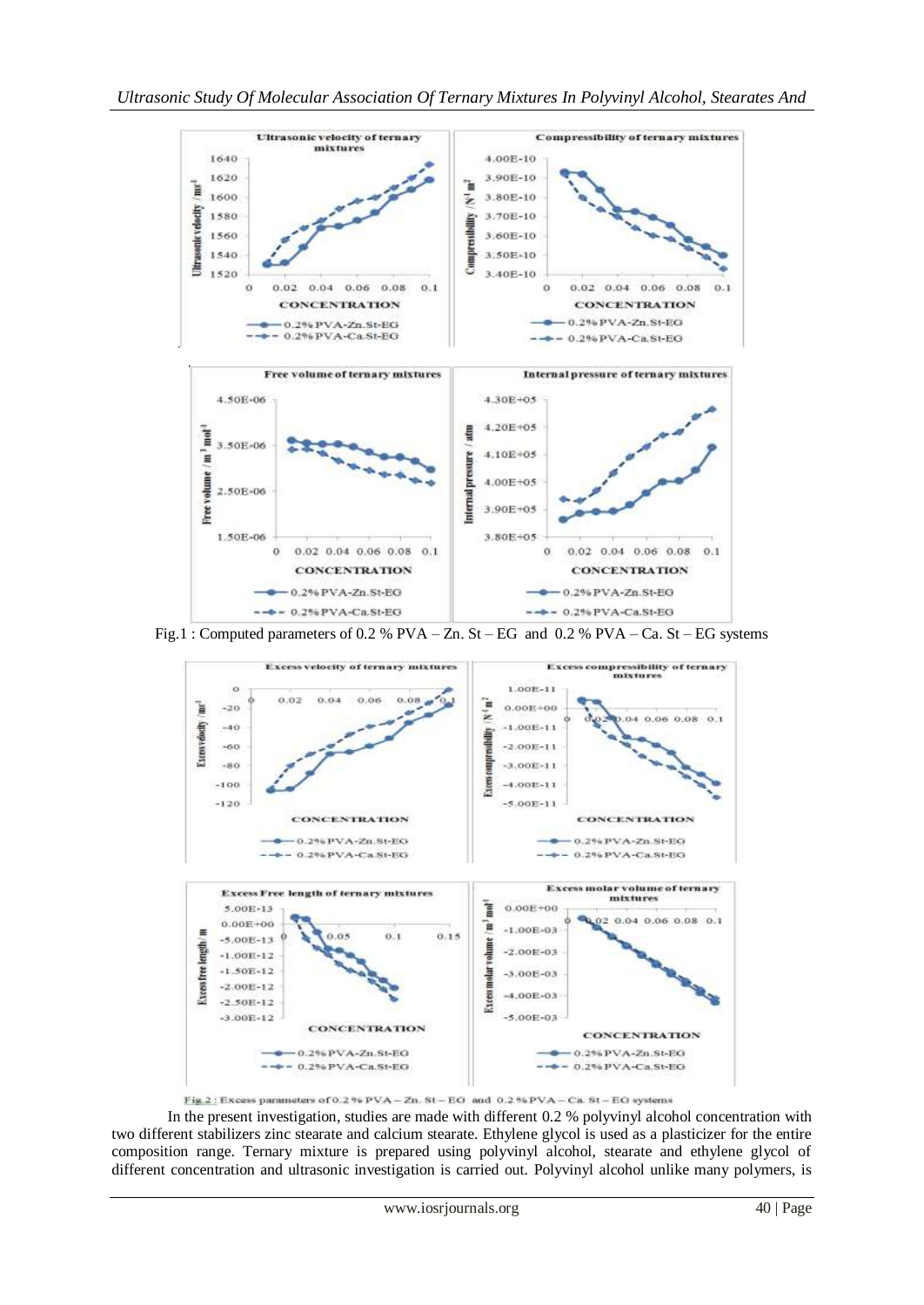Fig.1 : Computed parameters of 0.2 % PVA – Zn. St – EG and 0.2 % PVA – Ca. St – EG systems

Fig.2 : Excess parameters of 0.2 % PVA – Zn. St – EG and 0.2 % PVA – Ca. St – EG systems

In the present investigation, studies are made with different 0.2 % polyvinyl alcohol concentration with two different stabilizers zinc stearate and calcium stearate. Ethylene glycol is used as a plasticizer for the entire composition range. Ternary mixture is prepared using polyvinyl alcohol, stearate and ethylene glycol of different concentration and ultrasonic investigation is carried out. Polyvinyl alcohol unlike many polymers, is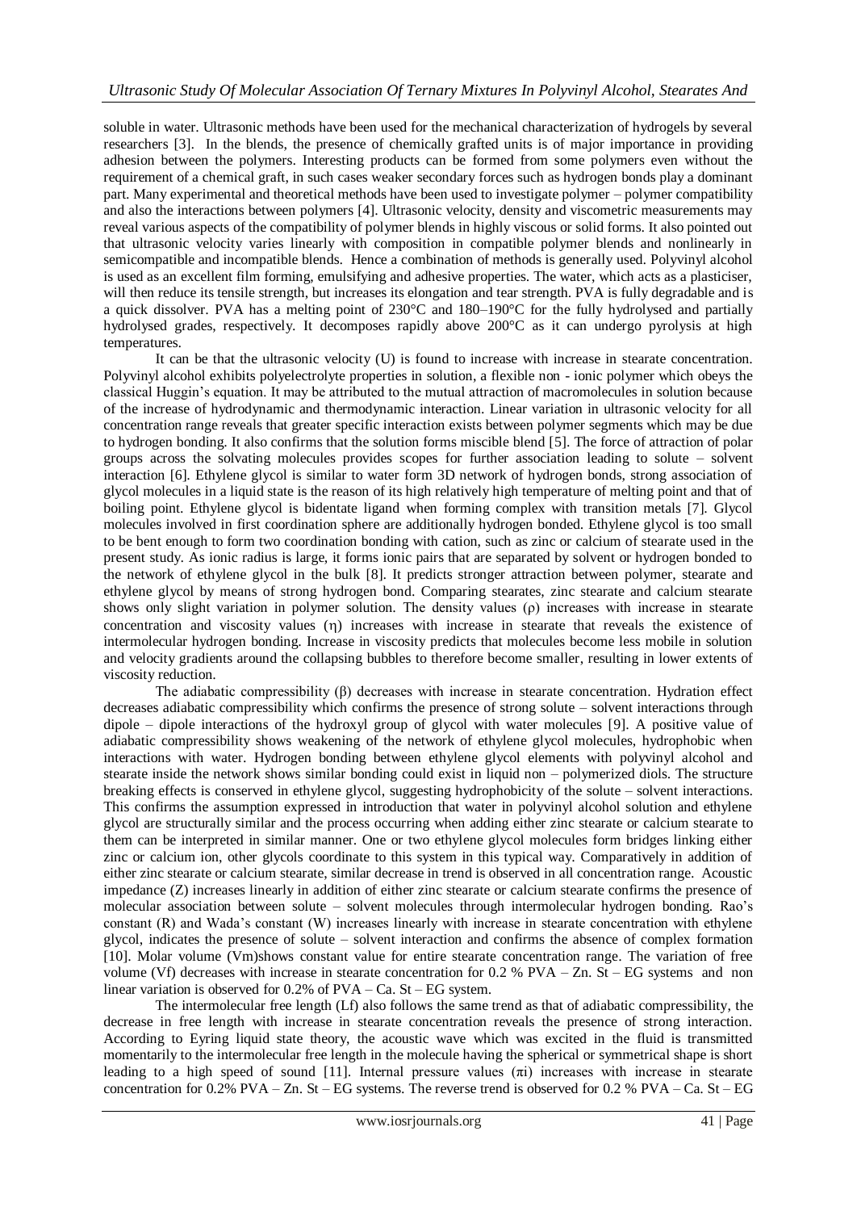soluble in water. Ultrasonic methods have been used for the mechanical characterization of hydrogels by several researchers [3]. In the blends, the presence of chemically grafted units is of major importance in providing adhesion between the polymers. Interesting products can be formed from some polymers even without the requirement of a chemical graft, in such cases weaker secondary forces such as hydrogen bonds play a dominant part. Many experimental and theoretical methods have been used to investigate polymer – polymer compatibility and also the interactions between polymers [4]. Ultrasonic velocity, density and viscometric measurements may reveal various aspects of the compatibility of polymer blends in highly viscous or solid forms. It also pointed out that ultrasonic velocity varies linearly with composition in compatible polymer blends and nonlinearly in semicompatible and incompatible blends. Hence a combination of methods is generally used. Polyvinyl alcohol is used as an excellent film forming, emulsifying and adhesive properties. The water, which acts as a plasticiser, will then reduce its tensile strength, but increases its elongation and tear strength. PVA is fully degradable and is a quick dissolver. PVA has a melting point of 230°C and 180–190°C for the fully hydrolysed and partially hydrolysed grades, respectively. It decomposes rapidly above 200°C as it can undergo pyrolysis at high temperatures.

It can be that the ultrasonic velocity (U) is found to increase with increase in stearate concentration. Polyvinyl alcohol exhibits polyelectrolyte properties in solution, a flexible non - ionic polymer which obeys the classical Huggin's equation. It may be attributed to the mutual attraction of macromolecules in solution because of the increase of hydrodynamic and thermodynamic interaction. Linear variation in ultrasonic velocity for all concentration range reveals that greater specific interaction exists between polymer segments which may be due to hydrogen bonding. It also confirms that the solution forms miscible blend [5]. The force of attraction of polar groups across the solvating molecules provides scopes for further association leading to solute – solvent interaction [6]. Ethylene glycol is similar to water form 3D network of hydrogen bonds, strong association of glycol molecules in a liquid state is the reason of its high relatively high temperature of melting point and that of boiling point. Ethylene glycol is bidentate ligand when forming complex with transition metals [7]. Glycol molecules involved in first coordination sphere are additionally hydrogen bonded. Ethylene glycol is too small to be bent enough to form two coordination bonding with cation, such as zinc or calcium of stearate used in the present study. As ionic radius is large, it forms ionic pairs that are separated by solvent or hydrogen bonded to the network of ethylene glycol in the bulk [8]. It predicts stronger attraction between polymer, stearate and ethylene glycol by means of strong hydrogen bond. Comparing stearates, zinc stearate and calcium stearate shows only slight variation in polymer solution. The density values (ρ) increases with increase in stearate concentration and viscosity values (η) increases with increase in stearate that reveals the existence of intermolecular hydrogen bonding. Increase in viscosity predicts that molecules become less mobile in solution and velocity gradients around the collapsing bubbles to therefore become smaller, resulting in lower extents of viscosity reduction.

The adiabatic compressibility (β) decreases with increase in stearate concentration. Hydration effect decreases adiabatic compressibility which confirms the presence of strong solute – solvent interactions through dipole – dipole interactions of the hydroxyl group of glycol with water molecules [9]. A positive value of adiabatic compressibility shows weakening of the network of ethylene glycol molecules, hydrophobic when interactions with water. Hydrogen bonding between ethylene glycol elements with polyvinyl alcohol and stearate inside the network shows similar bonding could exist in liquid non – polymerized diols. The structure breaking effects is conserved in ethylene glycol, suggesting hydrophobicity of the solute – solvent interactions. This confirms the assumption expressed in introduction that water in polyvinyl alcohol solution and ethylene glycol are structurally similar and the process occurring when adding either zinc stearate or calcium stearate to them can be interpreted in similar manner. One or two ethylene glycol molecules form bridges linking either zinc or calcium ion, other glycols coordinate to this system in this typical way. Comparatively in addition of either zinc stearate or calcium stearate, similar decrease in trend is observed in all concentration range. Acoustic impedance (Z) increases linearly in addition of either zinc stearate or calcium stearate confirms the presence of molecular association between solute – solvent molecules through intermolecular hydrogen bonding. Rao's constant (R) and Wada's constant (W) increases linearly with increase in stearate concentration with ethylene glycol, indicates the presence of solute – solvent interaction and confirms the absence of complex formation [10]. Molar volume (Vm)shows constant value for entire stearate concentration range. The variation of free volume (Vf) decreases with increase in stearate concentration for 0.2 % PVA – Zn. St – EG systems and non linear variation is observed for 0.2% of PVA – Ca. St – EG system.

The intermolecular free length (Lf) also follows the same trend as that of adiabatic compressibility, the decrease in free length with increase in stearate concentration reveals the presence of strong interaction. According to Eyring liquid state theory, the acoustic wave which was excited in the fluid is transmitted momentarily to the intermolecular free length in the molecule having the spherical or symmetrical shape is short leading to a high speed of sound [11]. Internal pressure values (πi) increases with increase in stearate concentration for 0.2% PVA – Zn. St – EG systems. The reverse trend is observed for 0.2 % PVA – Ca. St – EG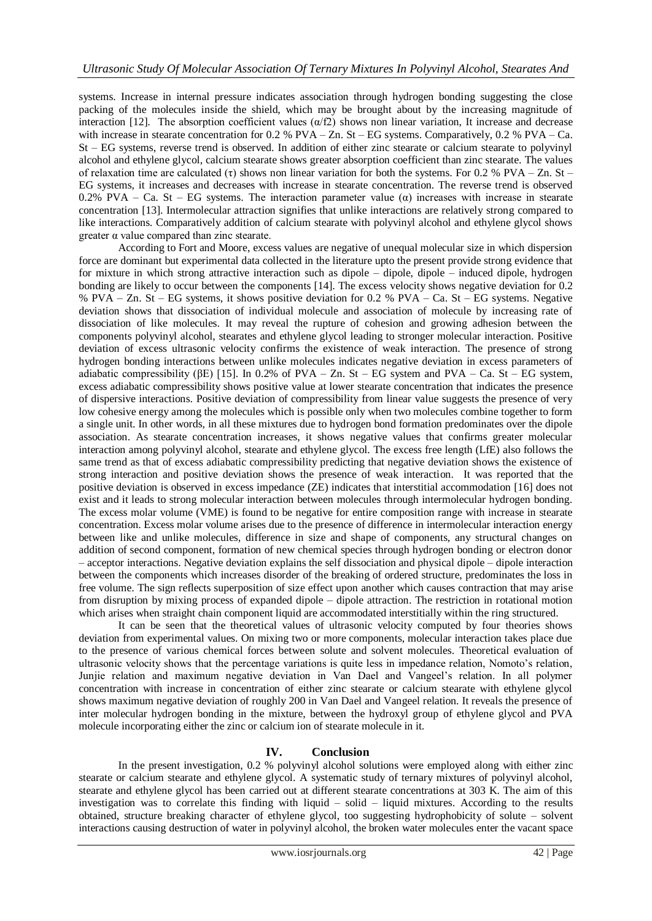systems. Increase in internal pressure indicates association through hydrogen bonding suggesting the close packing of the molecules inside the shield, which may be brought about by the increasing magnitude of interaction [12]. The absorption coefficient values ($\alpha/f2$) shows non linear variation, It increase and decrease with increase in stearate concentration for 0.2 % PVA – Zn. St – EG systems. Comparatively, 0.2 % PVA – Ca. St – EG systems, reverse trend is observed. In addition of either zinc stearate or calcium stearate to polyvinyl alcohol and ethylene glycol, calcium stearate shows greater absorption coefficient than zinc stearate. The values of relaxation time are calculated ($\tau$) shows non linear variation for both the systems. For 0.2 % PVA – Zn. St – EG systems, it increases and decreases with increase in stearate concentration. The reverse trend is observed 0.2% PVA – Ca. St – EG systems. The interaction parameter value ($\alpha$) increases with increase in stearate concentration [13]. Intermolecular attraction signifies that unlike interactions are relatively strong compared to like interactions. Comparatively addition of calcium stearate with polyvinyl alcohol and ethylene glycol shows greater $\alpha$ value compared than zinc stearate.

According to Fort and Moore, excess values are negative of unequal molecular size in which dispersion force are dominant but experimental data collected in the literature upto the present provide strong evidence that for mixture in which strong attractive interaction such as dipole – dipole, dipole – induced dipole, hydrogen bonding are likely to occur between the components [14]. The excess velocity shows negative deviation for 0.2 % PVA – Zn. St – EG systems, it shows positive deviation for 0.2 % PVA – Ca. St – EG systems. Negative deviation shows that dissociation of individual molecule and association of molecule by increasing rate of dissociation of like molecules. It may reveal the rupture of cohesion and growing adhesion between the components polyvinyl alcohol, stearates and ethylene glycol leading to stronger molecular interaction. Positive deviation of excess ultrasonic velocity confirms the existence of weak interaction. The presence of strong hydrogen bonding interactions between unlike molecules indicates negative deviation in excess parameters of adiabatic compressibility ($\beta E$) [15]. In 0.2% of PVA – Zn. St – EG system and PVA – Ca. St – EG system, excess adiabatic compressibility shows positive value at lower stearate concentration that indicates the presence of dispersive interactions. Positive deviation of compressibility from linear value suggests the presence of very low cohesive energy among the molecules which is possible only when two molecules combine together to form a single unit. In other words, in all these mixtures due to hydrogen bond formation predominates over the dipole association. As stearate concentration increases, it shows negative values that confirms greater molecular interaction among polyvinyl alcohol, stearate and ethylene glycol. The excess free length (LfE) also follows the same trend as that of excess adiabatic compressibility predicting that negative deviation shows the existence of strong interaction and positive deviation shows the presence of weak interaction. It was reported that the positive deviation is observed in excess impedance (ZE) indicates that interstitial accommodation [16] does not exist and it leads to strong molecular interaction between molecules through intermolecular hydrogen bonding. The excess molar volume (VME) is found to be negative for entire composition range with increase in stearate concentration. Excess molar volume arises due to the presence of difference in intermolecular interaction energy between like and unlike molecules, difference in size and shape of components, any structural changes on addition of second component, formation of new chemical species through hydrogen bonding or electron donor – acceptor interactions. Negative deviation explains the self dissociation and physical dipole – dipole interaction between the components which increases disorder of the breaking of ordered structure, predominates the loss in free volume. The sign reflects superposition of size effect upon another which causes contraction that may arise from disruption by mixing process of expanded dipole – dipole attraction. The restriction in rotational motion which arises when straight chain component liquid are accommodated interstitially within the ring structured.

It can be seen that the theoretical values of ultrasonic velocity computed by four theories shows deviation from experimental values. On mixing two or more components, molecular interaction takes place due to the presence of various chemical forces between solute and solvent molecules. Theoretical evaluation of ultrasonic velocity shows that the percentage variations is quite less in impedance relation, Nomoto's relation, Junjie relation and maximum negative deviation in Van Dael and Vangeel's relation. In all polymer concentration with increase in concentration of either zinc stearate or calcium stearate with ethylene glycol shows maximum negative deviation of roughly 200 in Van Dael and Vangeel relation. It reveals the presence of inter molecular hydrogen bonding in the mixture, between the hydroxyl group of ethylene glycol and PVA molecule incorporating either the zinc or calcium ion of stearate molecule in it.

## IV. Conclusion

In the present investigation, 0.2 % polyvinyl alcohol solutions were employed along with either zinc stearate or calcium stearate and ethylene glycol. A systematic study of ternary mixtures of polyvinyl alcohol, stearate and ethylene glycol has been carried out at different stearate concentrations at 303 K. The aim of this investigation was to correlate this finding with liquid – solid – liquid mixtures. According to the results obtained, structure breaking character of ethylene glycol, too suggesting hydrophobicity of solute – solvent interactions causing destruction of water in polyvinyl alcohol, the broken water molecules enter the vacant space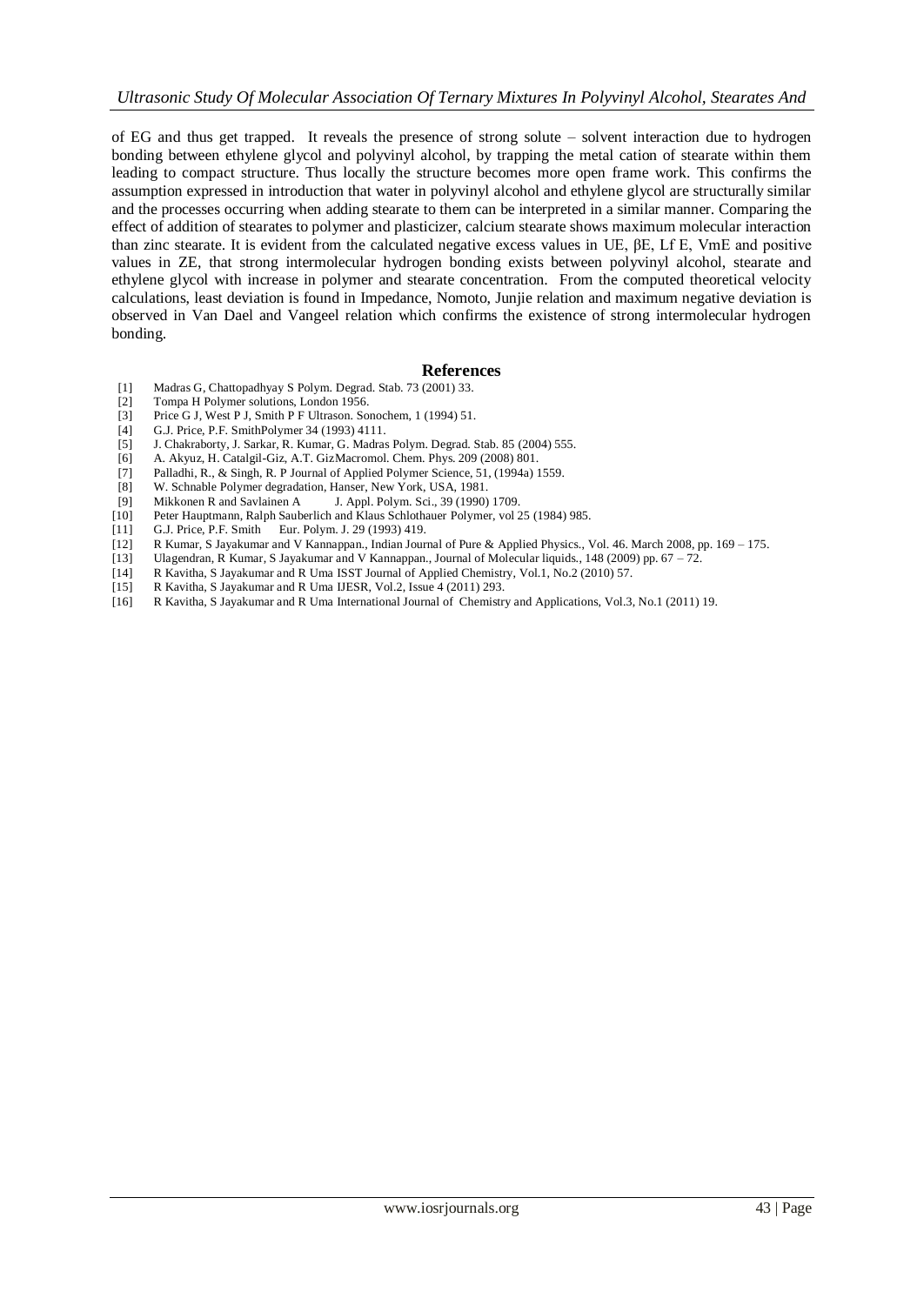of EG and thus get trapped. It reveals the presence of strong solute – solvent interaction due to hydrogen bonding between ethylene glycol and polyvinyl alcohol, by trapping the metal cation of stearate within them leading to compact structure. Thus locally the structure becomes more open frame work. This confirms the assumption expressed in introduction that water in polyvinyl alcohol and ethylene glycol are structurally similar and the processes occurring when adding stearate to them can be interpreted in a similar manner. Comparing the effect of addition of stearates to polymer and plasticizer, calcium stearate shows maximum molecular interaction than zinc stearate. It is evident from the calculated negative excess values in $U^E$, $\beta^E$, $L_f^E$, $V_m^E$ and positive values in $Z^E$, that strong intermolecular hydrogen bonding exists between polyvinyl alcohol, stearate and ethylene glycol with increase in polymer and stearate concentration. From the computed theoretical velocity calculations, least deviation is found in Impedance, Nomoto, Junjie relation and maximum negative deviation is observed in Van Dael and Vangeel relation which confirms the existence of strong intermolecular hydrogen bonding.

## References

- [1] Madras G, Chattopadhyay S Polym. Degrad. Stab. 73 (2001) 33.
- [2] Tompa H Polymer solutions, London 1956.
- [3] Price G J, West P J, Smith P F Ultrason. Sonochem, 1 (1994) 51.
- [4] G.J. Price, P.F. SmithPolymer 34 (1993) 4111.
- [5] J. Chakraborty, J. Sarkar, R. Kumar, G. Madras Polym. Degrad. Stab. 85 (2004) 555.
- [6] A. Akyuz, H. Catalgil-Giz, A.T. GizMacromol. Chem. Phys. 209 (2008) 801.
- [7] Palladhi, R., & Singh, R. P Journal of Applied Polymer Science, 51, (1994a) 1559.
- [8] W. Schnable Polymer degradation, Hanser, New York, USA, 1981.
- [9] Mikkonen R and Savlainen A J. Appl. Polym. Sci., 39 (1990) 1709.
- [10] Peter Hauptmann, Ralph Sauberlich and Klaus Schlothauer Polymer, vol 25 (1984) 985.
- [11] G.J. Price, P.F. Smith Eur. Polym. J. 29 (1993) 419.
- [12] R Kumar, S Jayakumar and V Kannappan., Indian Journal of Pure & Applied Physics., Vol. 46. March 2008, pp. 169 – 175.
- [13] Ulagendran, R Kumar, S Jayakumar and V Kannappan., Journal of Molecular liquids., 148 (2009) pp. 67 – 72.
- [14] R Kavitha, S Jayakumar and R Uma ISST Journal of Applied Chemistry, Vol.1, No.2 (2010) 57.
- [15] R Kavitha, S Jayakumar and R Uma IJESR, Vol.2, Issue 4 (2011) 293.
- [16] R Kavitha, S Jayakumar and R Uma International Journal of Chemistry and Applications, Vol.3, No.1 (2011) 19.